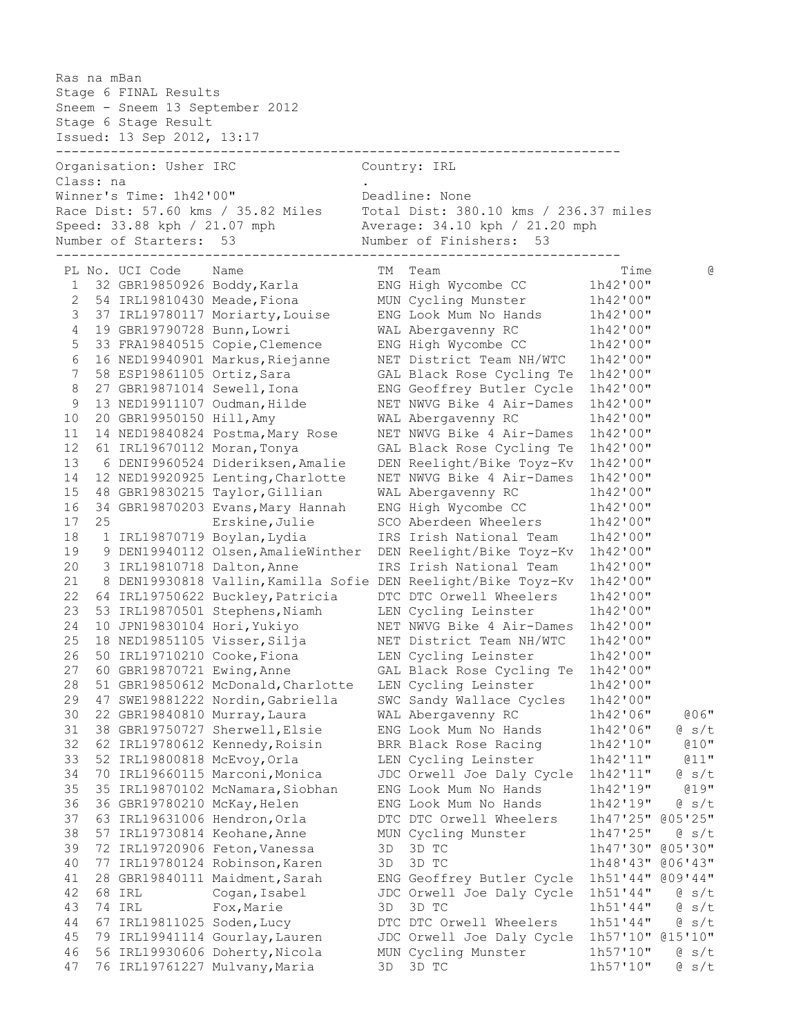Ras na mBan
Stage 6 FINAL Results
Sneem - Sneem 13 September 2012
Stage 6 Stage Result
Issued: 13 Sep 2012, 13:17

Organisation: Usher IRC — Country: IRL
Class: na — .
Winner's Time: 1h42'00" — Deadline: None
Race Dist: 57.60 kms / 35.82 Miles — Total Dist: 380.10 kms / 236.37 miles
Speed: 33.88 kph / 21.07 mph — Average: 34.10 kph / 21.20 mph
Number of Starters: 53 — Number of Finishers: 53

| PL | No. | UCI Code | Name | TM | Team | Time | @ |
|---|---|---|---|---|---|---|---|
| 1 | 32 | GBR19850926 | Boddy,Karla | ENG | High Wycombe CC | 1h42'00" | |
| 2 | 54 | IRL19810430 | Meade,Fiona | MUN | Cycling Munster | 1h42'00" | |
| 3 | 37 | IRL19780117 | Moriarty,Louise | ENG | Look Mum No Hands | 1h42'00" | |
| 4 | 19 | GBR19790728 | Bunn,Lowri | WAL | Abergavenny RC | 1h42'00" | |
| 5 | 33 | FRA19840515 | Copie,Clemence | ENG | High Wycombe CC | 1h42'00" | |
| 6 | 16 | NED19940901 | Markus,Riejanne | NET | District Team NH/WTC | 1h42'00" | |
| 7 | 58 | ESP19861105 | Ortiz,Sara | GAL | Black Rose Cycling Te | 1h42'00" | |
| 8 | 27 | GBR19871014 | Sewell,Iona | ENG | Geoffrey Butler Cycle | 1h42'00" | |
| 9 | 13 | NED19911107 | Oudman,Hilde | NET | NWVG Bike 4 Air-Dames | 1h42'00" | |
| 10 | 20 | GBR19950150 | Hill,Amy | WAL | Abergavenny RC | 1h42'00" | |
| 11 | 14 | NED19840824 | Postma,Mary Rose | NET | NWVG Bike 4 Air-Dames | 1h42'00" | |
| 12 | 61 | IRL19670112 | Moran,Tonya | GAL | Black Rose Cycling Te | 1h42'00" | |
| 13 | 6 | DENI9960524 | Dideriksen,Amalie | DEN | Reelight/Bike Toyz-Kv | 1h42'00" | |
| 14 | 12 | NED19920925 | Lenting,Charlotte | NET | NWVG Bike 4 Air-Dames | 1h42'00" | |
| 15 | 48 | GBR19830215 | Taylor,Gillian | WAL | Abergavenny RC | 1h42'00" | |
| 16 | 34 | GBR19870203 | Evans,Mary Hannah | ENG | High Wycombe CC | 1h42'00" | |
| 17 | 25 | | Erskine,Julie | SCO | Aberdeen Wheelers | 1h42'00" | |
| 18 | 1 | IRL19870719 | Boylan,Lydia | IRS | Irish National Team | 1h42'00" | |
| 19 | 9 | DEN19940112 | Olsen,AmalieWinther | DEN | Reelight/Bike Toyz-Kv | 1h42'00" | |
| 20 | 3 | IRL19810718 | Dalton,Anne | IRS | Irish National Team | 1h42'00" | |
| 21 | 8 | DEN19930818 | Vallin,Kamilla Sofie | DEN | Reelight/Bike Toyz-Kv | 1h42'00" | |
| 22 | 64 | IRL19750622 | Buckley,Patricia | DTC | DTC Orwell Wheelers | 1h42'00" | |
| 23 | 53 | IRL19870501 | Stephens,Niamh | LEN | Cycling Leinster | 1h42'00" | |
| 24 | 10 | JPN19830104 | Hori,Yukiyo | NET | NWVG Bike 4 Air-Dames | 1h42'00" | |
| 25 | 18 | NED19851105 | Visser,Silja | NET | District Team NH/WTC | 1h42'00" | |
| 26 | 50 | IRL19710210 | Cooke,Fiona | LEN | Cycling Leinster | 1h42'00" | |
| 27 | 60 | GBR19870721 | Ewing,Anne | GAL | Black Rose Cycling Te | 1h42'00" | |
| 28 | 51 | GBR19850612 | McDonald,Charlotte | LEN | Cycling Leinster | 1h42'00" | |
| 29 | 47 | SWE19881222 | Nordin,Gabriella | SWC | Sandy Wallace Cycles | 1h42'00" | |
| 30 | 22 | GBR19840810 | Murray,Laura | WAL | Abergavenny RC | 1h42'06" | @06" |
| 31 | 38 | GBR19750727 | Sherwell,Elsie | ENG | Look Mum No Hands | 1h42'06" | @ s/t |
| 32 | 62 | IRL19780612 | Kennedy,Roisin | BRR | Black Rose Racing | 1h42'10" | @10" |
| 33 | 52 | IRL19800818 | McEvoy,Orla | LEN | Cycling Leinster | 1h42'11" | @11" |
| 34 | 70 | IRL19660115 | Marconi,Monica | JDC | Orwell Joe Daly Cycle | 1h42'11" | @ s/t |
| 35 | 35 | IRL19870102 | McNamara,Siobhan | ENG | Look Mum No Hands | 1h42'19" | @19" |
| 36 | 36 | GBR19780210 | McKay,Helen | ENG | Look Mum No Hands | 1h42'19" | @ s/t |
| 37 | 63 | IRL19631006 | Hendron,Orla | DTC | DTC Orwell Wheelers | 1h47'25" | @05'25" |
| 38 | 57 | IRL19730814 | Keohane,Anne | MUN | Cycling Munster | 1h47'25" | @ s/t |
| 39 | 72 | IRL19720906 | Feton,Vanessa | 3D | 3D TC | 1h47'30" | @05'30" |
| 40 | 77 | IRL19780124 | Robinson,Karen | 3D | 3D TC | 1h48'43" | @06'43" |
| 41 | 28 | GBR19840111 | Maidment,Sarah | ENG | Geoffrey Butler Cycle | 1h51'44" | @09'44" |
| 42 | 68 | IRL | Cogan,Isabel | JDC | Orwell Joe Daly Cycle | 1h51'44" | @ s/t |
| 43 | 74 | IRL | Fox,Marie | 3D | 3D TC | 1h51'44" | @ s/t |
| 44 | 67 | IRL19811025 | Soden,Lucy | DTC | DTC Orwell Wheelers | 1h51'44" | @ s/t |
| 45 | 79 | IRL19941114 | Gourlay,Lauren | JDC | Orwell Joe Daly Cycle | 1h57'10" | @15'10" |
| 46 | 56 | IRL19930606 | Doherty,Nicola | MUN | Cycling Munster | 1h57'10" | @ s/t |
| 47 | 76 | IRL19761227 | Mulvany,Maria | 3D | 3D TC | 1h57'10" | @ s/t |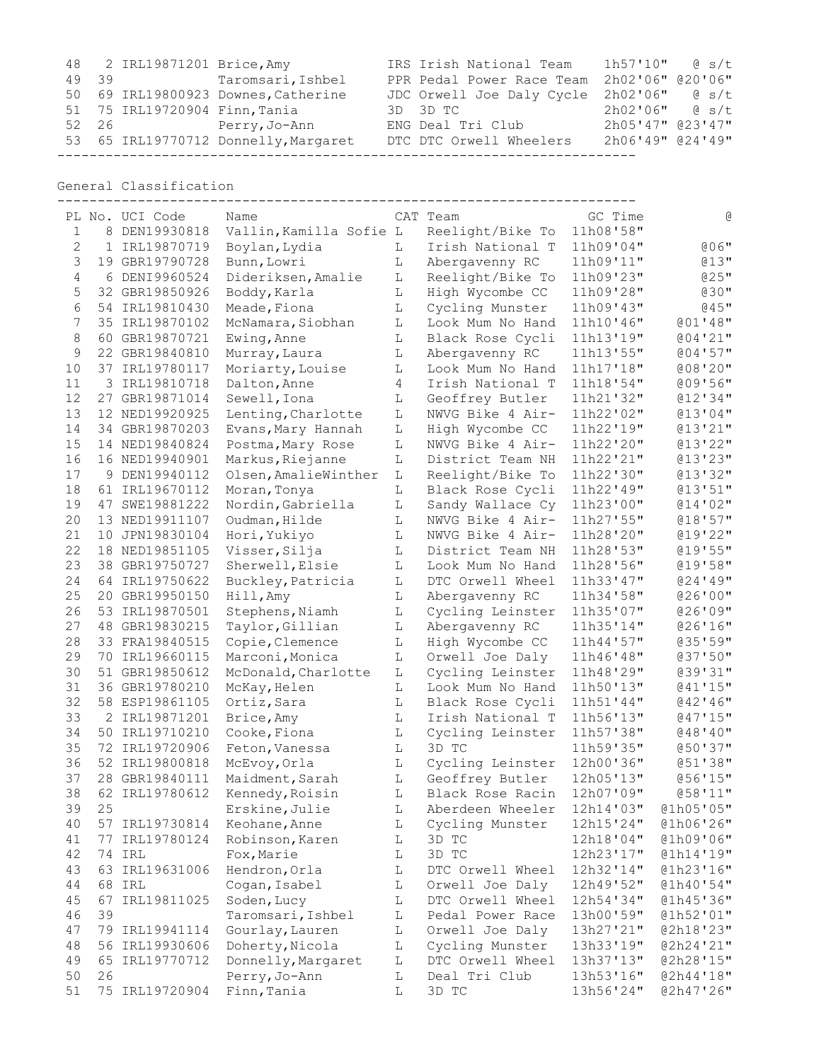| | | | | | | |
|---|---|---|---|---|---|---|
| 48 | 2 | IRL19871201 | Brice,Amy | IRS Irish National Team | 1h57'10" | @ s/t |
| 49 | 39 | | Taromsari,Ishbel | PPR Pedal Power Race Team | 2h02'06" | @20'06" |
| 50 | 69 | IRL19800923 | Downes,Catherine | JDC Orwell Joe Daly Cycle | 2h02'06" | @ s/t |
| 51 | 75 | IRL19720904 | Finn,Tania | 3D 3D TC | 2h02'06" | @ s/t |
| 52 | 26 | | Perry,Jo-Ann | ENG Deal Tri Club | 2h05'47" | @23'47" |
| 53 | 65 | IRL19770712 | Donnelly,Margaret | DTC DTC Orwell Wheelers | 2h06'49" | @24'49" |

## General Classification

| PL | No. | UCI Code | Name | CAT | Team | GC Time | @ |
|---|---|---|---|---|---|---|---|
| 1 | 8 | DEN19930818 | Vallin,Kamilla Sofie | L | Reelight/Bike To | 11h08'58" | |
| 2 | 1 | IRL19870719 | Boylan,Lydia | L | Irish National T | 11h09'04" | @06" |
| 3 | 19 | GBR19790728 | Bunn,Lowri | L | Abergavenny RC | 11h09'11" | @13" |
| 4 | 6 | DEN19960524 | Dideriksen,Amalie | L | Reelight/Bike To | 11h09'23" | @25" |
| 5 | 32 | GBR19850926 | Boddy,Karla | L | High Wycombe CC | 11h09'28" | @30" |
| 6 | 54 | IRL19810430 | Meade,Fiona | L | Cycling Munster | 11h09'43" | @45" |
| 7 | 35 | IRL19870102 | McNamara,Siobhan | L | Look Mum No Hand | 11h10'46" | @01'48" |
| 8 | 60 | GBR19870721 | Ewing,Anne | L | Black Rose Cycli | 11h13'19" | @04'21" |
| 9 | 22 | GBR19840810 | Murray,Laura | L | Abergavenny RC | 11h13'55" | @04'57" |
| 10 | 37 | IRL19780117 | Moriarty,Louise | L | Look Mum No Hand | 11h17'18" | @08'20" |
| 11 | 3 | IRL19810718 | Dalton,Anne | 4 | Irish National T | 11h18'54" | @09'56" |
| 12 | 27 | GBR19871014 | Sewell,Iona | L | Geoffrey Butler | 11h21'32" | @12'34" |
| 13 | 12 | NED19920925 | Lenting,Charlotte | L | NWVG Bike 4 Air- | 11h22'02" | @13'04" |
| 14 | 34 | GBR19870203 | Evans,Mary Hannah | L | High Wycombe CC | 11h22'19" | @13'21" |
| 15 | 14 | NED19840824 | Postma,Mary Rose | L | NWVG Bike 4 Air- | 11h22'20" | @13'22" |
| 16 | 16 | NED19940901 | Markus,Riejanne | L | District Team NH | 11h22'21" | @13'23" |
| 17 | 9 | DEN19940112 | Olsen,AmalieWinther | L | Reelight/Bike To | 11h22'30" | @13'32" |
| 18 | 61 | IRL19670112 | Moran,Tonya | L | Black Rose Cycli | 11h22'49" | @13'51" |
| 19 | 47 | SWE19881222 | Nordin,Gabriella | L | Sandy Wallace Cy | 11h23'00" | @14'02" |
| 20 | 13 | NED19911107 | Oudman,Hilde | L | NWVG Bike 4 Air- | 11h27'55" | @18'57" |
| 21 | 10 | JPN19830104 | Hori,Yukiyo | L | NWVG Bike 4 Air- | 11h28'20" | @19'22" |
| 22 | 18 | NED19851105 | Visser,Silja | L | District Team NH | 11h28'53" | @19'55" |
| 23 | 38 | GBR19750727 | Sherwell,Elsie | L | Look Mum No Hand | 11h28'56" | @19'58" |
| 24 | 64 | IRL19750622 | Buckley,Patricia | L | DTC Orwell Wheel | 11h33'47" | @24'49" |
| 25 | 20 | GBR19950150 | Hill,Amy | L | Abergavenny RC | 11h34'58" | @26'00" |
| 26 | 53 | IRL19870501 | Stephens,Niamh | L | Cycling Leinster | 11h35'07" | @26'09" |
| 27 | 48 | GBR19830215 | Taylor,Gillian | L | Abergavenny RC | 11h35'14" | @26'16" |
| 28 | 33 | FRA19840515 | Copie,Clemence | L | High Wycombe CC | 11h44'57" | @35'59" |
| 29 | 70 | IRL19660113 | Marconi,Monica | L | Orwell Joe Daly | 11h46'48" | @37'50" |
| 30 | 51 | GBR19850612 | McDonald,Charlotte | L | Cycling Leinster | 11h48'29" | @39'31" |
| 31 | 36 | GBR19780210 | McKay,Helen | L | Look Mum No Hand | 11h50'13" | @41'15" |
| 32 | 58 | ESP19861105 | Ortiz,Sara | L | Black Rose Cycli | 11h51'44" | @42'46" |
| 33 | 2 | IRL19871201 | Brice,Amy | L | Irish National T | 11h56'13" | @47'15" |
| 34 | 50 | IRL19710210 | Cooke,Fiona | L | Cycling Leinster | 11h57'38" | @48'40" |
| 35 | 72 | IRL19720906 | Feton,Vanessa | L | 3D TC | 11h59'35" | @50'37" |
| 36 | 52 | IRL19800818 | McEvoy,Orla | L | Cycling Leinster | 12h00'36" | @51'38" |
| 37 | 28 | GBR19840111 | Maidment,Sarah | L | Geoffrey Butler | 12h05'13" | @56'15" |
| 38 | 62 | IRL19780612 | Kennedy,Roisin | L | Black Rose Racin | 12h07'09" | @58'11" |
| 39 | 25 | | Erskine,Julie | L | Aberdeen Wheeler | 12h14'03" | @1h05'05" |
| 40 | 57 | IRL19730814 | Keohane,Anne | L | Cycling Munster | 12h15'24" | @1h06'26" |
| 41 | 77 | IRL19780124 | Robinson,Karen | L | 3D TC | 12h18'04" | @1h09'06" |
| 42 | 74 | IRL | Fox,Marie | L | 3D TC | 12h23'17" | @1h14'19" |
| 43 | 63 | IRL19631006 | Hendron,Orla | L | DTC Orwell Wheel | 12h32'14" | @1h23'16" |
| 44 | 68 | IRL | Cogan,Isabel | L | Orwell Joe Daly | 12h49'52" | @1h40'54" |
| 45 | 67 | IRL19811025 | Soden,Lucy | L | DTC Orwell Wheel | 12h54'34" | @1h45'36" |
| 46 | 39 | | Taromsari,Ishbel | L | Pedal Power Race | 13h00'59" | @1h52'01" |
| 47 | 79 | IRL19941114 | Gourlay,Lauren | L | Orwell Joe Daly | 13h27'21" | @2h18'23" |
| 48 | 56 | IRL19930606 | Doherty,Nicola | L | Cycling Munster | 13h33'19" | @2h24'21" |
| 49 | 65 | IRL19770712 | Donnelly,Margaret | L | DTC Orwell Wheel | 13h37'13" | @2h28'15" |
| 50 | 26 | | Perry,Jo-Ann | L | Deal Tri Club | 13h53'16" | @2h44'18" |
| 51 | 75 | IRL19720904 | Finn,Tania | L | 3D TC | 13h56'24" | @2h47'26" |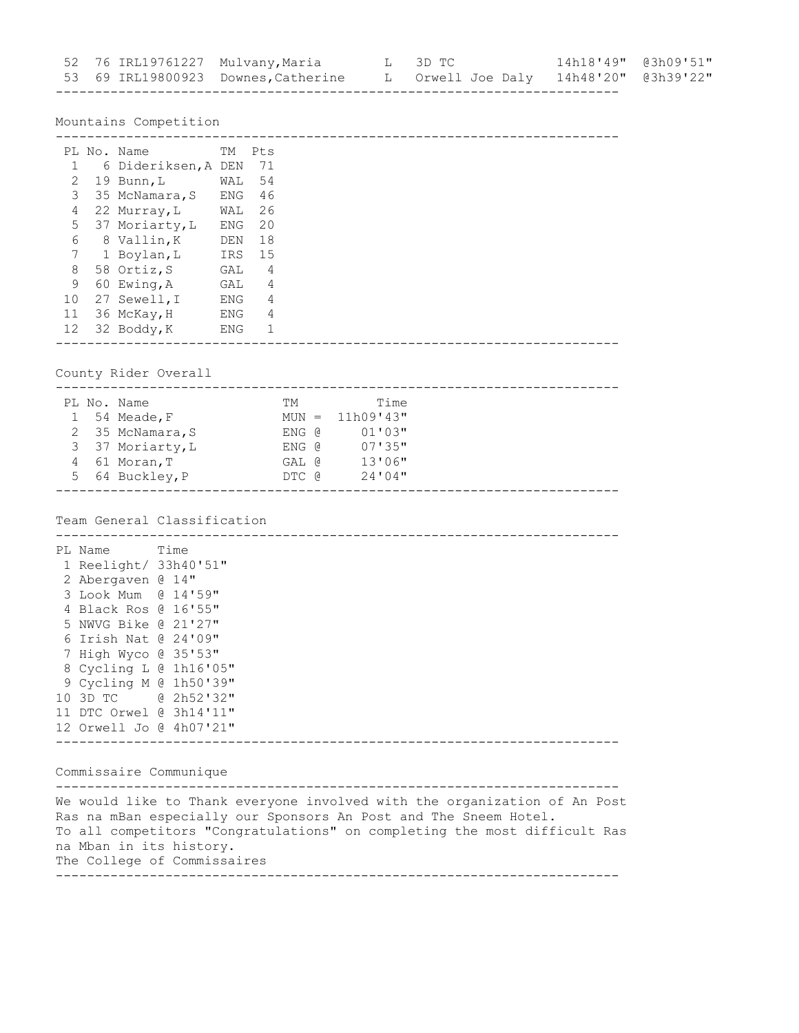| | | | | | | | |
|---|---|---|---|---|---|---|---|
| 52 | 76 | IRL19761227 | Mulvany,Maria | L | 3D TC | 14h18'49" | @3h09'51" |
| 53 | 69 | IRL19800923 | Downes,Catherine | L | Orwell Joe Daly | 14h48'20" | @3h39'22" |

## Mountains Competition

| PL | No. | Name | TM | Pts |
|---|---|---|---|---|
| 1 | 6 | Dideriksen,A | DEN | 71 |
| 2 | 19 | Bunn,L | WAL | 54 |
| 3 | 35 | McNamara,S | ENG | 46 |
| 4 | 22 | Murray,L | WAL | 26 |
| 5 | 37 | Moriarty,L | ENG | 20 |
| 6 | 8 | Vallin,K | DEN | 18 |
| 7 | 1 | Boylan,L | IRS | 15 |
| 8 | 58 | Ortiz,S | GAL | 4 |
| 9 | 60 | Ewing,A | GAL | 4 |
| 10 | 27 | Sewell,I | ENG | 4 |
| 11 | 36 | McKay,H | ENG | 4 |
| 12 | 32 | Boddy,K | ENG | 1 |

## County Rider Overall

| PL | No. | Name | TM | | Time |
|---|---|---|---|---|---|
| 1 | 54 | Meade,F | MUN | = | 11h09'43" |
| 2 | 35 | McNamara,S | ENG | @ | 01'03" |
| 3 | 37 | Moriarty,L | ENG | @ | 07'35" |
| 4 | 61 | Moran,T | GAL | @ | 13'06" |
| 5 | 64 | Buckley,P | DTC | @ | 24'04" |

## Team General Classification

| PL | Name | Time |
|---|---|---|
| 1 | Reelight/ | 33h40'51" |
| 2 | Abergaven | @ 14" |
| 3 | Look Mum | @ 14'59" |
| 4 | Black Ros | @ 16'55" |
| 5 | NWVG Bike | @ 21'27" |
| 6 | Irish Nat | @ 24'09" |
| 7 | High Wyco | @ 35'53" |
| 8 | Cycling L | @ 1h16'05" |
| 9 | Cycling M | @ 1h50'39" |
| 10 | 3D TC | @ 2h52'32" |
| 11 | DTC Orwel | @ 3h14'11" |
| 12 | Orwell Jo | @ 4h07'21" |

## Commissaire Communique

We would like to Thank everyone involved with the organization of An Post Ras na mBan especially our Sponsors An Post and The Sneem Hotel.
To all competitors "Congratulations" on completing the most difficult Ras na Mban in its history.
The College of Commissaires